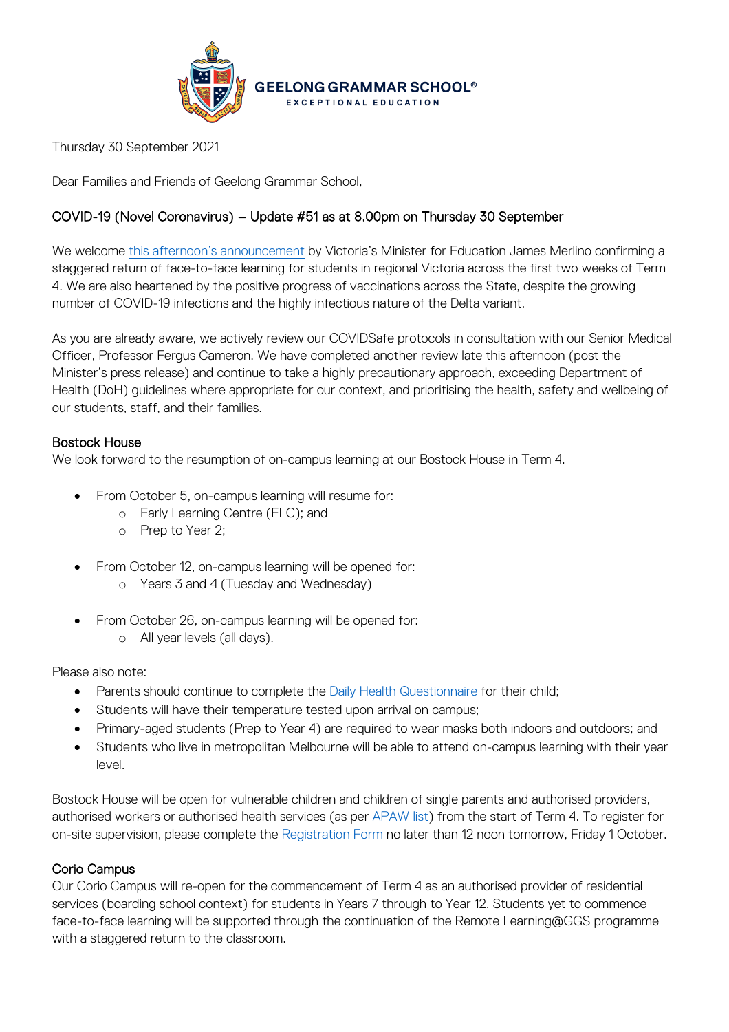GEELONG GRAMMAR SCHOOL®
EXCEPTIONAL EDUCATION

Thursday 30 September 2021

Dear Families and Friends of Geelong Grammar School,

## COVID-19 (Novel Coronavirus) – Update #51 as at 8.00pm on Thursday 30 September

We welcome this afternoon's announcement by Victoria's Minister for Education James Merlino confirming a staggered return of face-to-face learning for students in regional Victoria across the first two weeks of Term 4. We are also heartened by the positive progress of vaccinations across the State, despite the growing number of COVID-19 infections and the highly infectious nature of the Delta variant.

As you are already aware, we actively review our COVIDSafe protocols in consultation with our Senior Medical Officer, Professor Fergus Cameron. We have completed another review late this afternoon (post the Minister's press release) and continue to take a highly precautionary approach, exceeding Department of Health (DoH) guidelines where appropriate for our context, and prioritising the health, safety and wellbeing of our students, staff, and their families.

### Bostock House

We look forward to the resumption of on-campus learning at our Bostock House in Term 4.

- From October 5, on-campus learning will resume for:
  - Early Learning Centre (ELC); and
  - Prep to Year 2;
- From October 12, on-campus learning will be opened for:
  - Years 3 and 4 (Tuesday and Wednesday)
- From October 26, on-campus learning will be opened for:
  - All year levels (all days).

Please also note:

- Parents should continue to complete the Daily Health Questionnaire for their child;
- Students will have their temperature tested upon arrival on campus;
- Primary-aged students (Prep to Year 4) are required to wear masks both indoors and outdoors; and
- Students who live in metropolitan Melbourne will be able to attend on-campus learning with their year level.

Bostock House will be open for vulnerable children and children of single parents and authorised providers, authorised workers or authorised health services (as per APAW list) from the start of Term 4. To register for on-site supervision, please complete the Registration Form no later than 12 noon tomorrow, Friday 1 October.

### Corio Campus

Our Corio Campus will re-open for the commencement of Term 4 as an authorised provider of residential services (boarding school context) for students in Years 7 through to Year 12. Students yet to commence face-to-face learning will be supported through the continuation of the Remote Learning@GGS programme with a staggered return to the classroom.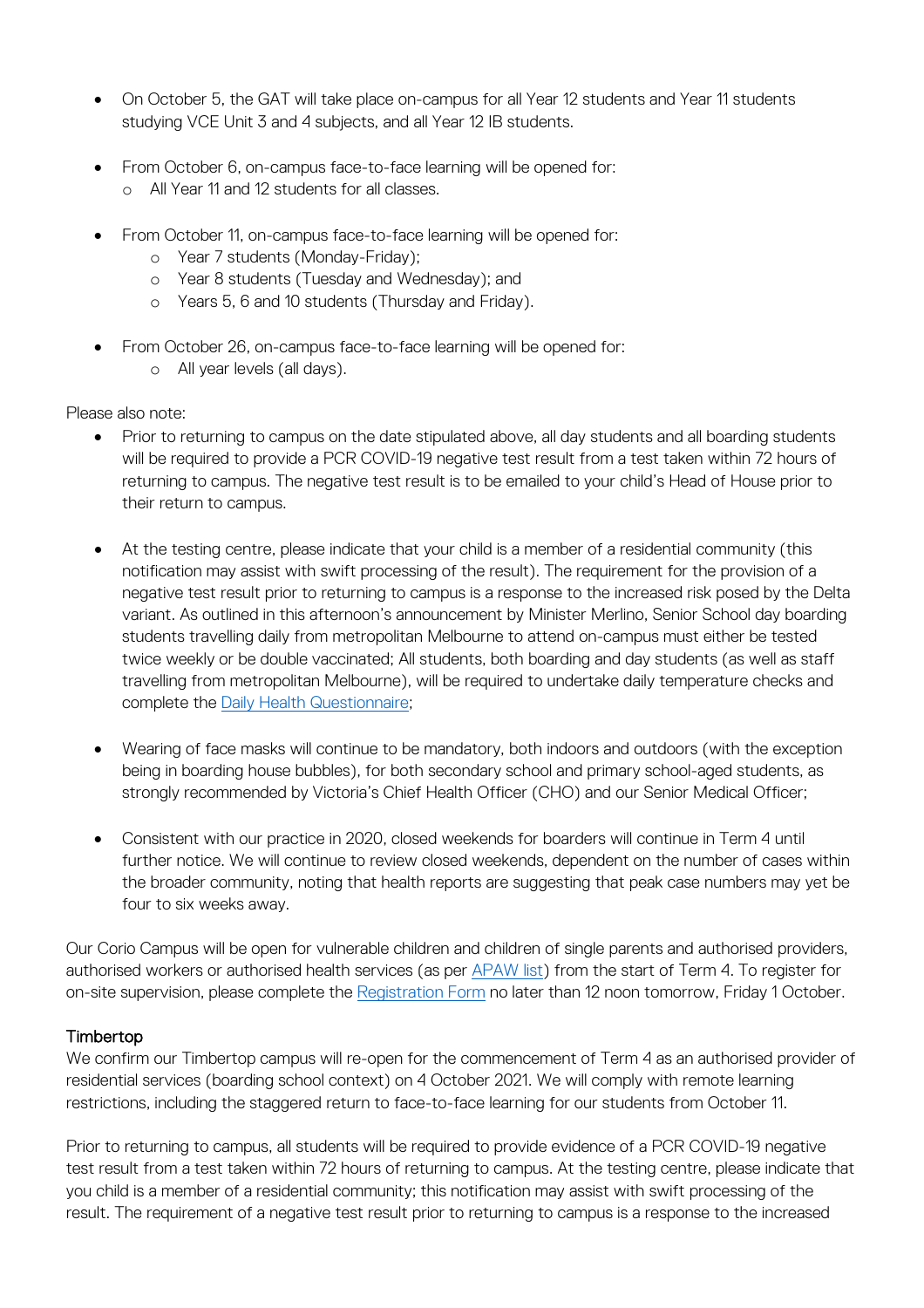- On October 5, the GAT will take place on-campus for all Year 12 students and Year 11 students studying VCE Unit 3 and 4 subjects, and all Year 12 IB students.

- From October 6, on-campus face-to-face learning will be opened for:
  - All Year 11 and 12 students for all classes.

- From October 11, on-campus face-to-face learning will be opened for:
  - Year 7 students (Monday-Friday);
  - Year 8 students (Tuesday and Wednesday); and
  - Years 5, 6 and 10 students (Thursday and Friday).

- From October 26, on-campus face-to-face learning will be opened for:
  - All year levels (all days).

Please also note:

- Prior to returning to campus on the date stipulated above, all day students and all boarding students will be required to provide a PCR COVID-19 negative test result from a test taken within 72 hours of returning to campus. The negative test result is to be emailed to your child's Head of House prior to their return to campus.

- At the testing centre, please indicate that your child is a member of a residential community (this notification may assist with swift processing of the result). The requirement for the provision of a negative test result prior to returning to campus is a response to the increased risk posed by the Delta variant. As outlined in this afternoon's announcement by Minister Merlino, Senior School day boarding students travelling daily from metropolitan Melbourne to attend on-campus must either be tested twice weekly or be double vaccinated; All students, both boarding and day students (as well as staff travelling from metropolitan Melbourne), will be required to undertake daily temperature checks and complete the Daily Health Questionnaire;

- Wearing of face masks will continue to be mandatory, both indoors and outdoors (with the exception being in boarding house bubbles), for both secondary school and primary school-aged students, as strongly recommended by Victoria's Chief Health Officer (CHO) and our Senior Medical Officer;

- Consistent with our practice in 2020, closed weekends for boarders will continue in Term 4 until further notice. We will continue to review closed weekends, dependent on the number of cases within the broader community, noting that health reports are suggesting that peak case numbers may yet be four to six weeks away.

Our Corio Campus will be open for vulnerable children and children of single parents and authorised providers, authorised workers or authorised health services (as per APAW list) from the start of Term 4. To register for on-site supervision, please complete the Registration Form no later than 12 noon tomorrow, Friday 1 October.

### Timbertop

We confirm our Timbertop campus will re-open for the commencement of Term 4 as an authorised provider of residential services (boarding school context) on 4 October 2021. We will comply with remote learning restrictions, including the staggered return to face-to-face learning for our students from October 11.

Prior to returning to campus, all students will be required to provide evidence of a PCR COVID-19 negative test result from a test taken within 72 hours of returning to campus. At the testing centre, please indicate that you child is a member of a residential community; this notification may assist with swift processing of the result. The requirement of a negative test result prior to returning to campus is a response to the increased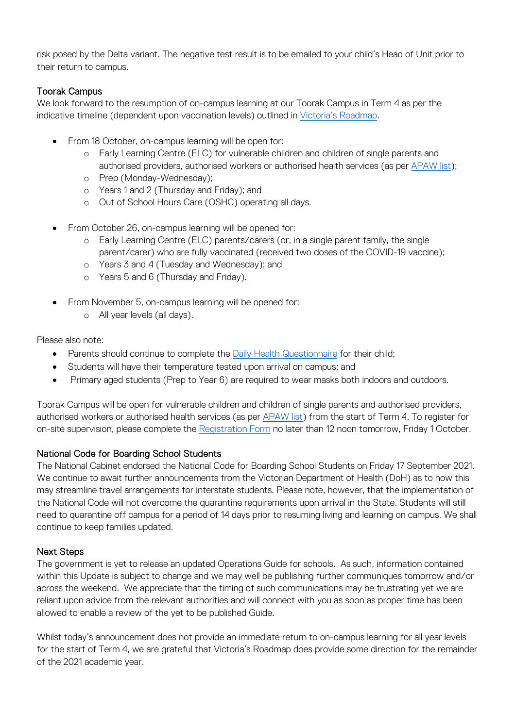risk posed by the Delta variant. The negative test result is to be emailed to your child's Head of Unit prior to their return to campus.

### Toorak Campus

We look forward to the resumption of on-campus learning at our Toorak Campus in Term 4 as per the indicative timeline (dependent upon vaccination levels) outlined in [Victoria's Roadmap](#).

- From 18 October, on-campus learning will be open for:
  - Early Learning Centre (ELC) for vulnerable children and children of single parents and authorised providers, authorised workers or authorised health services (as per [APAW list](#));
  - Prep (Monday-Wednesday);
  - Years 1 and 2 (Thursday and Friday); and
  - Out of School Hours Care (OSHC) operating all days.

- From October 26, on-campus learning will be opened for:
  - Early Learning Centre (ELC) parents/carers (or, in a single parent family, the single parent/carer) who are fully vaccinated (received two doses of the COVID-19 vaccine);
  - Years 3 and 4 (Tuesday and Wednesday); and
  - Years 5 and 6 (Thursday and Friday).

- From November 5, on-campus learning will be opened for:
  - All year levels (all days).

Please also note:

- Parents should continue to complete the [Daily Health Questionnaire](#) for their child;
- Students will have their temperature tested upon arrival on campus; and
- Primary aged students (Prep to Year 6) are required to wear masks both indoors and outdoors.

Toorak Campus will be open for vulnerable children and children of single parents and authorised providers, authorised workers or authorised health services (as per [APAW list](#)) from the start of Term 4. To register for on-site supervision, please complete the [Registration Form](#) no later than 12 noon tomorrow, Friday 1 October.

### National Code for Boarding School Students

The National Cabinet endorsed the National Code for Boarding School Students on Friday 17 September 2021. We continue to await further announcements from the Victorian Department of Health (DoH) as to how this may streamline travel arrangements for interstate students. Please note, however, that the implementation of the National Code will not overcome the quarantine requirements upon arrival in the State. Students will still need to quarantine off campus for a period of 14 days prior to resuming living and learning on campus. We shall continue to keep families updated.

### Next Steps

The government is yet to release an updated Operations Guide for schools. As such, information contained within this Update is subject to change and we may well be publishing further communiques tomorrow and/or across the weekend. We appreciate that the timing of such communications may be frustrating yet we are reliant upon advice from the relevant authorities and will connect with you as soon as proper time has been allowed to enable a review of the yet to be published Guide.

Whilst today's announcement does not provide an immediate return to on-campus learning for all year levels for the start of Term 4, we are grateful that Victoria's Roadmap does provide some direction for the remainder of the 2021 academic year.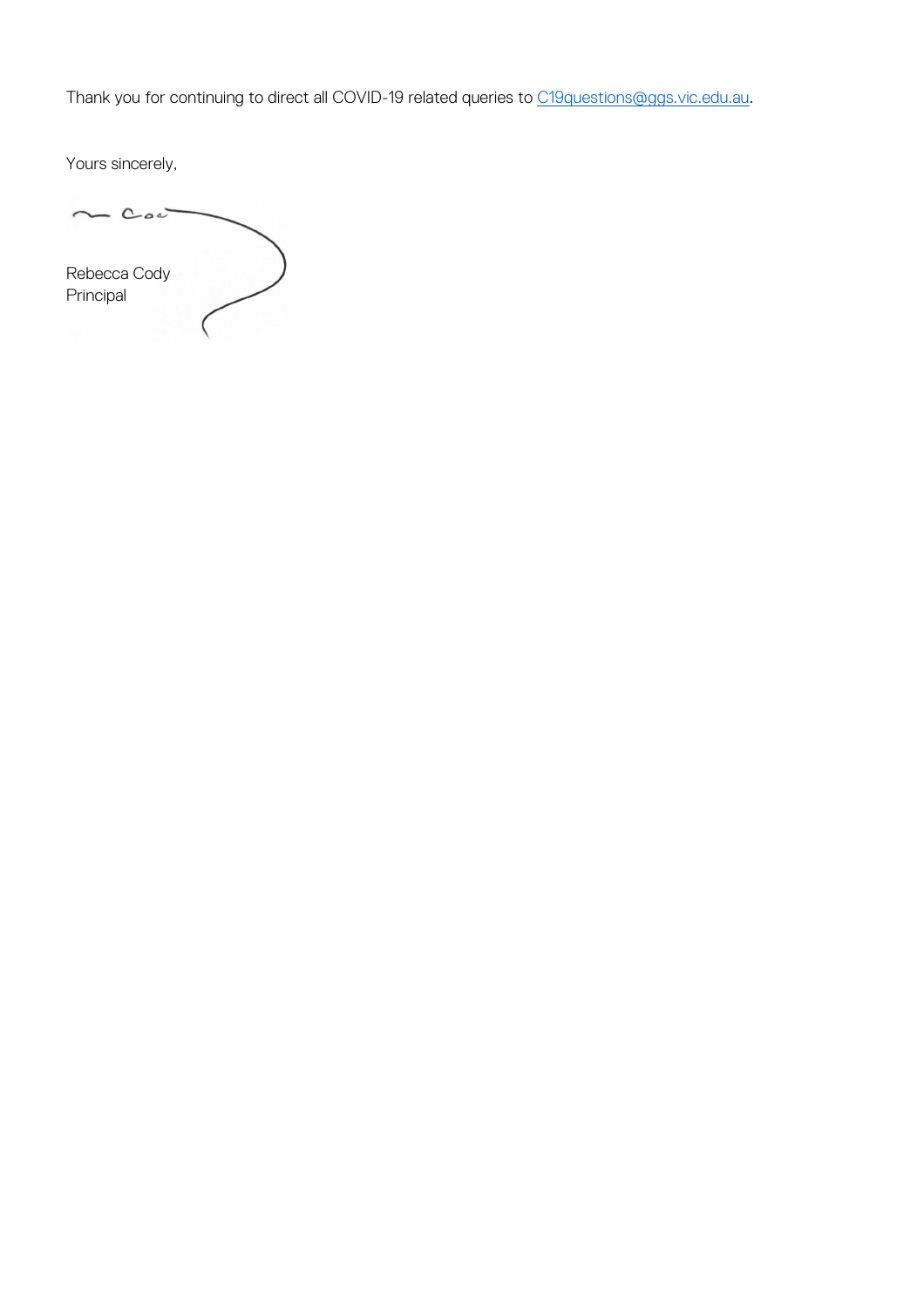Thank you for continuing to direct all COVID-19 related queries to C19questions@ggs.vic.edu.au.

Yours sincerely,

Rebecca Cody
Principal